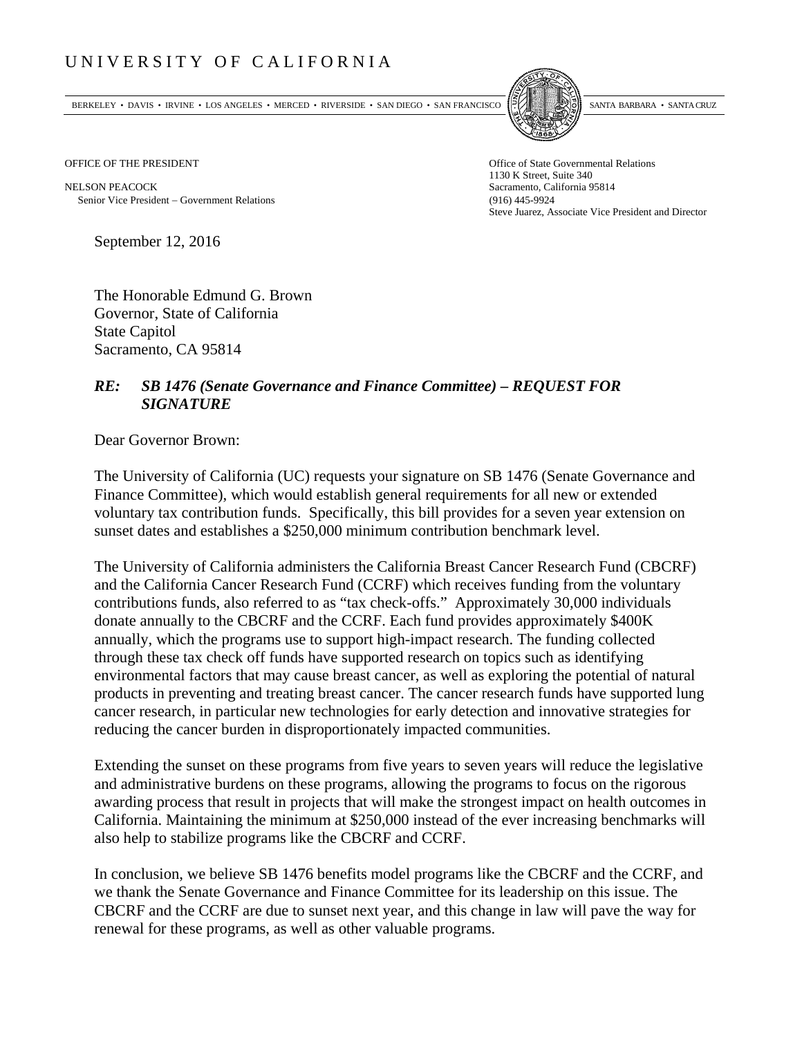# UNIVERSITY OF CALIFORNIA

BERKELEY • DAVIS • IRVINE • LOS ANGELES • MERCED • RIVERSIDE • SAN DIEGO • SAN FRANCISCO SANTA BARBARA • SANTA CRUZ

OFFICE OF THE PRESIDENT

NELSON PEACOCK
Senior Vice President – Government Relations

Office of State Governmental Relations
1130 K Street, Suite 340
Sacramento, California 95814
(916) 445-9924
Steve Juarez, Associate Vice President and Director

September 12, 2016

The Honorable Edmund G. Brown
Governor, State of California
State Capitol
Sacramento, CA 95814

***RE: SB 1476 (Senate Governance and Finance Committee) – REQUEST FOR SIGNATURE***

Dear Governor Brown:

The University of California (UC) requests your signature on SB 1476 (Senate Governance and Finance Committee), which would establish general requirements for all new or extended voluntary tax contribution funds. Specifically, this bill provides for a seven year extension on sunset dates and establishes a $250,000 minimum contribution benchmark level.

The University of California administers the California Breast Cancer Research Fund (CBCRF) and the California Cancer Research Fund (CCRF) which receives funding from the voluntary contributions funds, also referred to as "tax check-offs." Approximately 30,000 individuals donate annually to the CBCRF and the CCRF. Each fund provides approximately $400K annually, which the programs use to support high-impact research. The funding collected through these tax check off funds have supported research on topics such as identifying environmental factors that may cause breast cancer, as well as exploring the potential of natural products in preventing and treating breast cancer. The cancer research funds have supported lung cancer research, in particular new technologies for early detection and innovative strategies for reducing the cancer burden in disproportionately impacted communities.

Extending the sunset on these programs from five years to seven years will reduce the legislative and administrative burdens on these programs, allowing the programs to focus on the rigorous awarding process that result in projects that will make the strongest impact on health outcomes in California. Maintaining the minimum at $250,000 instead of the ever increasing benchmarks will also help to stabilize programs like the CBCRF and CCRF.

In conclusion, we believe SB 1476 benefits model programs like the CBCRF and the CCRF, and we thank the Senate Governance and Finance Committee for its leadership on this issue. The CBCRF and the CCRF are due to sunset next year, and this change in law will pave the way for renewal for these programs, as well as other valuable programs.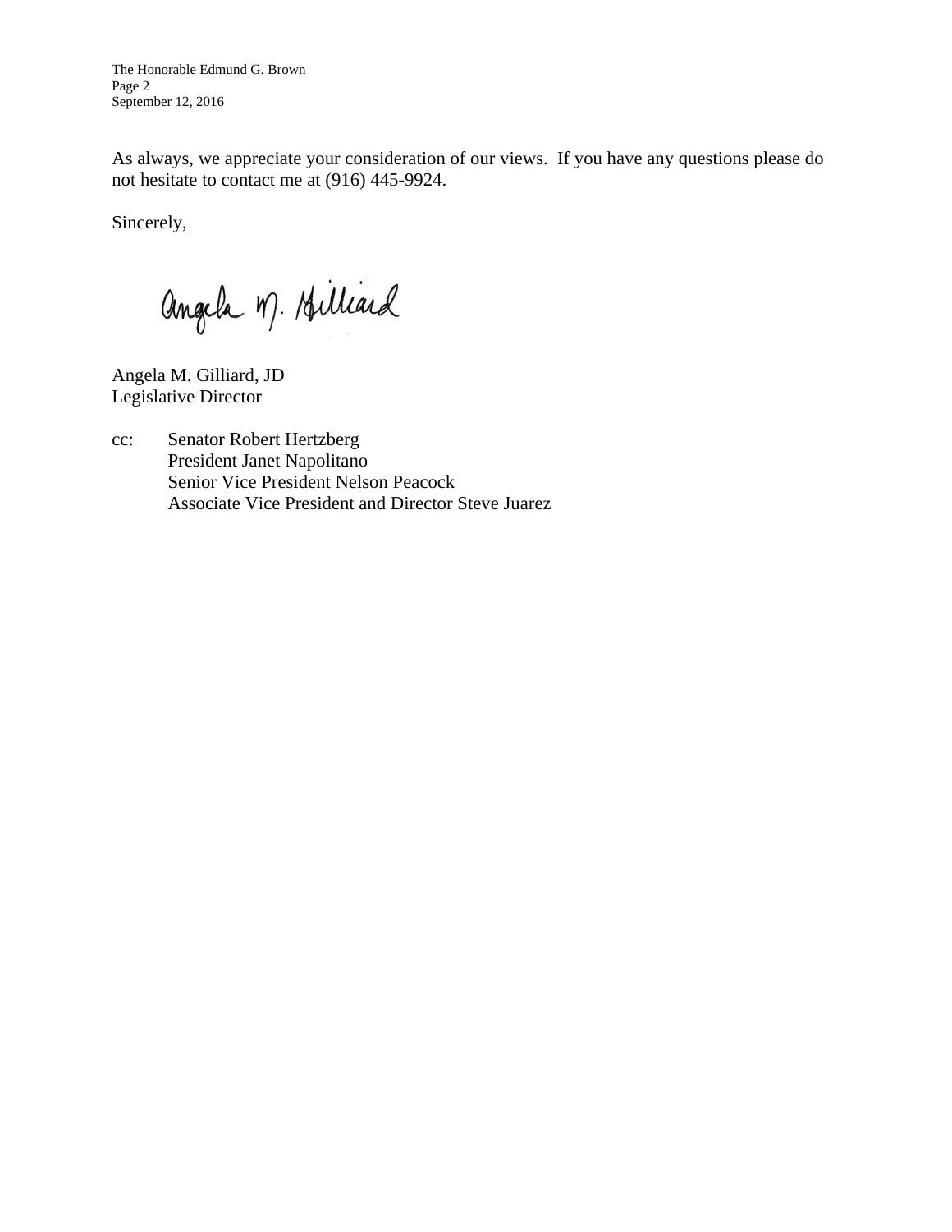As always, we appreciate your consideration of our views. If you have any questions please do not hesitate to contact me at (916) 445-9924.

Sincerely,

Angela M. Gilliard

Angela M. Gilliard, JD
Legislative Director

cc: Senator Robert Hertzberg
President Janet Napolitano
Senior Vice President Nelson Peacock
Associate Vice President and Director Steve Juarez